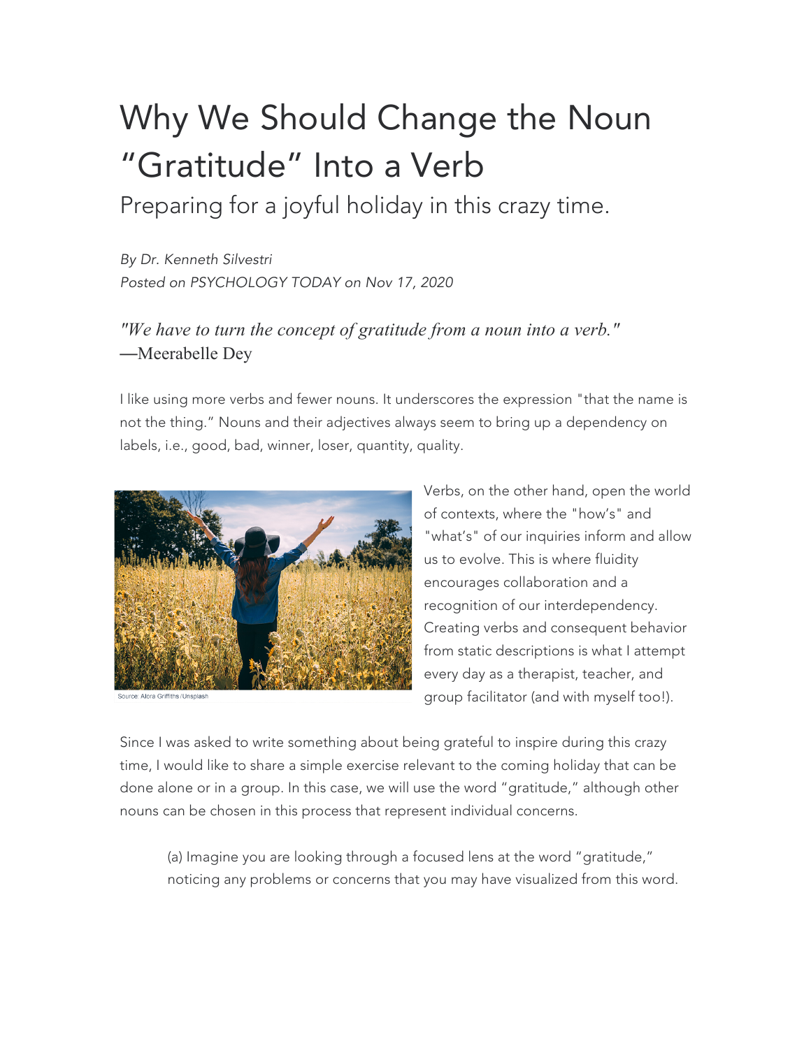# Why We Should Change the Noun "Gratitude" Into a Verb

## Preparing for a joyful holiday in this crazy time.

*By Dr. Kenneth Silvestri*
*Posted on PSYCHOLOGY TODAY on Nov 17, 2020*

*"We have to turn the concept of gratitude from a noun into a verb."*
—Meerabelle Dey

I like using more verbs and fewer nouns. It underscores the expression "that the name is not the thing." Nouns and their adjectives always seem to bring up a dependency on labels, i.e., good, bad, winner, loser, quantity, quality.

Source: Alora Griffiths/Unsplash

Verbs, on the other hand, open the world of contexts, where the "how's" and "what's" of our inquiries inform and allow us to evolve. This is where fluidity encourages collaboration and a recognition of our interdependency. Creating verbs and consequent behavior from static descriptions is what I attempt every day as a therapist, teacher, and group facilitator (and with myself too!).

Since I was asked to write something about being grateful to inspire during this crazy time, I would like to share a simple exercise relevant to the coming holiday that can be done alone or in a group. In this case, we will use the word "gratitude," although other nouns can be chosen in this process that represent individual concerns.

> (a) Imagine you are looking through a focused lens at the word "gratitude," noticing any problems or concerns that you may have visualized from this word.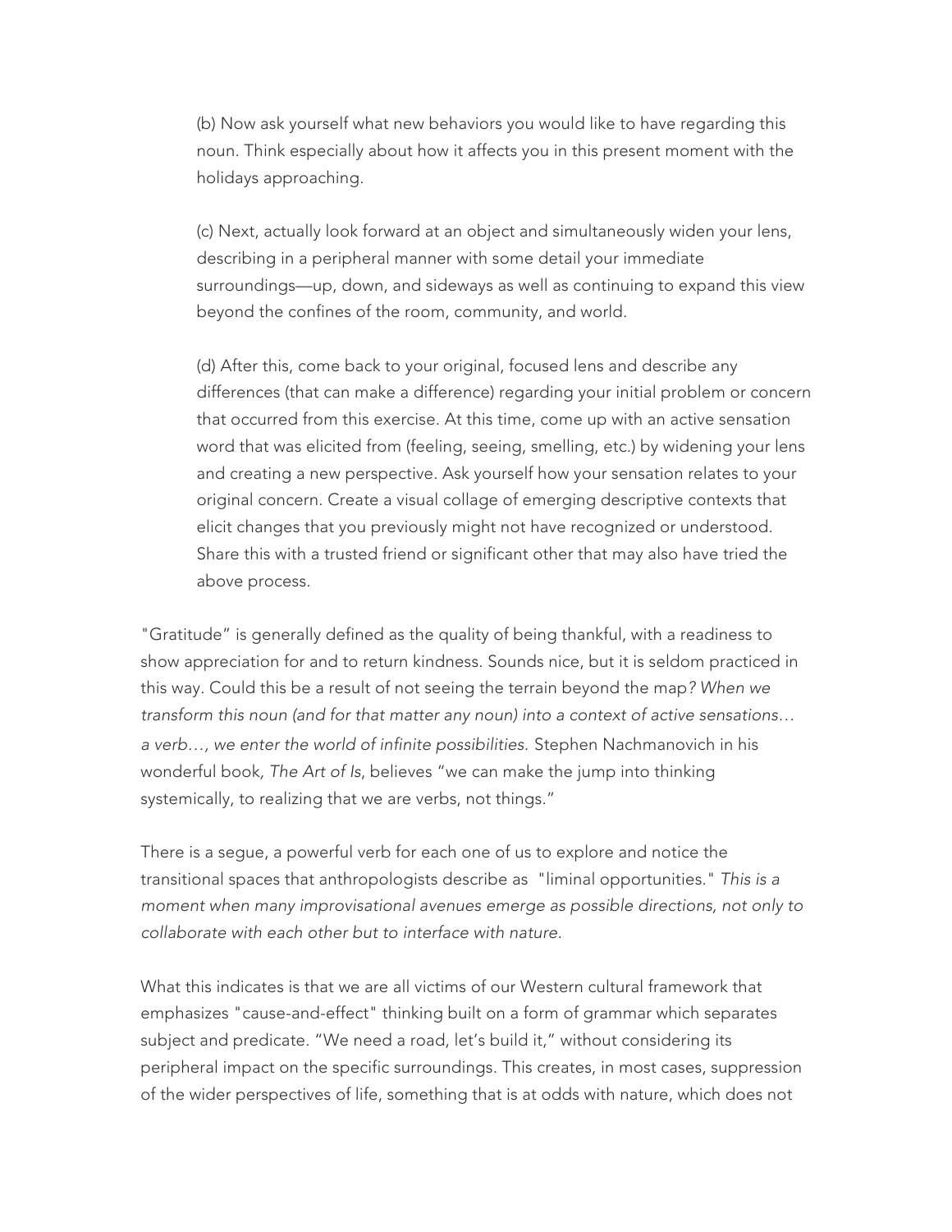(b) Now ask yourself what new behaviors you would like to have regarding this noun. Think especially about how it affects you in this present moment with the holidays approaching.

(c) Next, actually look forward at an object and simultaneously widen your lens, describing in a peripheral manner with some detail your immediate surroundings—up, down, and sideways as well as continuing to expand this view beyond the confines of the room, community, and world.

(d) After this, come back to your original, focused lens and describe any differences (that can make a difference) regarding your initial problem or concern that occurred from this exercise. At this time, come up with an active sensation word that was elicited from (feeling, seeing, smelling, etc.) by widening your lens and creating a new perspective. Ask yourself how your sensation relates to your original concern. Create a visual collage of emerging descriptive contexts that elicit changes that you previously might not have recognized or understood. Share this with a trusted friend or significant other that may also have tried the above process.

"Gratitude" is generally defined as the quality of being thankful, with a readiness to show appreciation for and to return kindness. Sounds nice, but it is seldom practiced in this way. Could this be a result of not seeing the terrain beyond the map*? When we transform this noun (and for that matter any noun) into a context of active sensations… a verb…, we enter the world of infinite possibilities.* Stephen Nachmanovich in his wonderful book*, The Art of Is*, believes "we can make the jump into thinking systemically, to realizing that we are verbs, not things."

There is a segue, a powerful verb for each one of us to explore and notice the transitional spaces that anthropologists describe as "liminal opportunities." *This is a moment when many improvisational avenues emerge as possible directions, not only to collaborate with each other but to interface with nature.*

What this indicates is that we are all victims of our Western cultural framework that emphasizes "cause-and-effect" thinking built on a form of grammar which separates subject and predicate. "We need a road, let's build it," without considering its peripheral impact on the specific surroundings. This creates, in most cases, suppression of the wider perspectives of life, something that is at odds with nature, which does not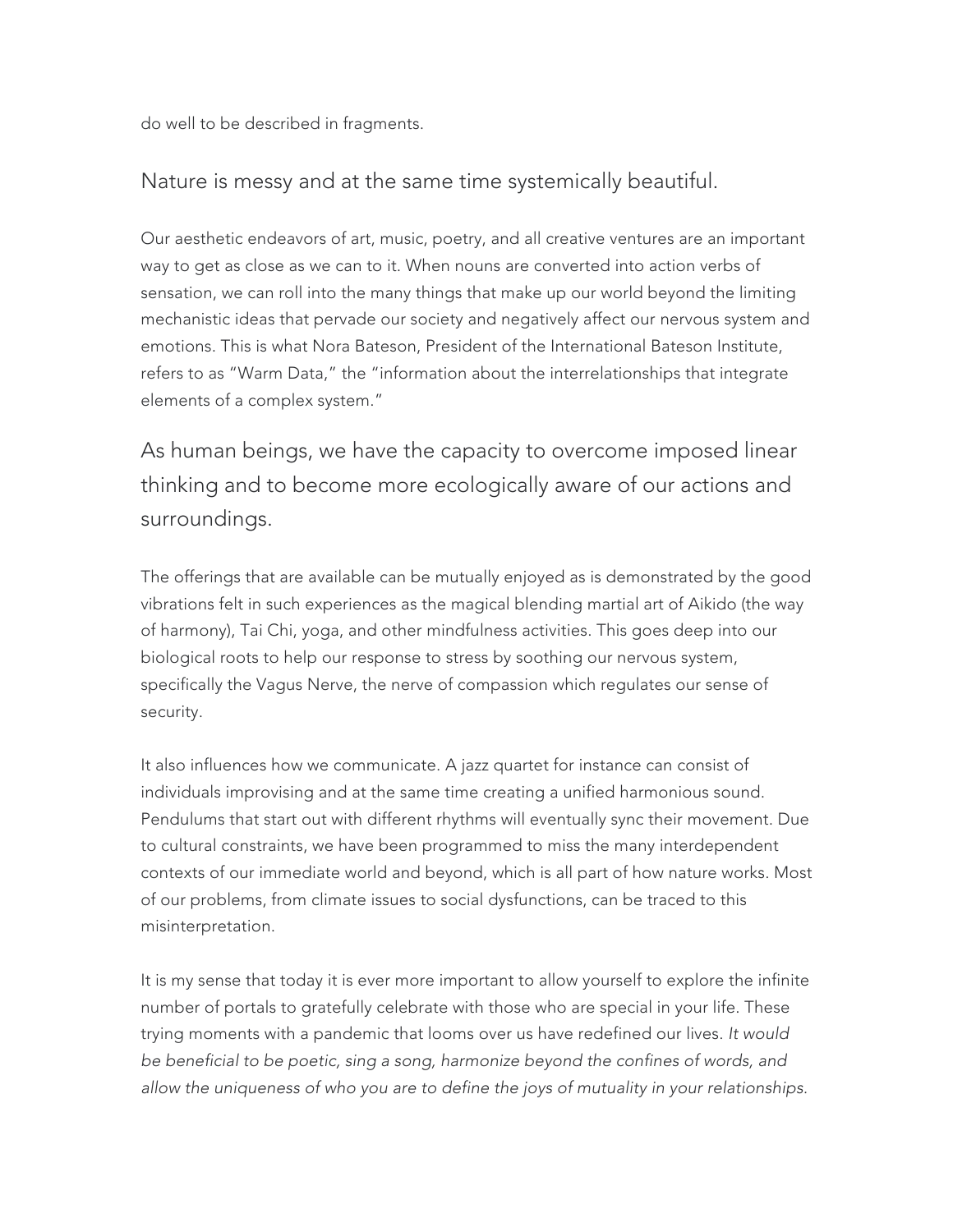do well to be described in fragments.

## Nature is messy and at the same time systemically beautiful.

Our aesthetic endeavors of art, music, poetry, and all creative ventures are an important way to get as close as we can to it. When nouns are converted into action verbs of sensation, we can roll into the many things that make up our world beyond the limiting mechanistic ideas that pervade our society and negatively affect our nervous system and emotions. This is what Nora Bateson, President of the International Bateson Institute, refers to as "Warm Data," the "information about the interrelationships that integrate elements of a complex system."

## As human beings, we have the capacity to overcome imposed linear thinking and to become more ecologically aware of our actions and surroundings.

The offerings that are available can be mutually enjoyed as is demonstrated by the good vibrations felt in such experiences as the magical blending martial art of Aikido (the way of harmony), Tai Chi, yoga, and other mindfulness activities. This goes deep into our biological roots to help our response to stress by soothing our nervous system, specifically the Vagus Nerve, the nerve of compassion which regulates our sense of security.

It also influences how we communicate. A jazz quartet for instance can consist of individuals improvising and at the same time creating a unified harmonious sound. Pendulums that start out with different rhythms will eventually sync their movement. Due to cultural constraints, we have been programmed to miss the many interdependent contexts of our immediate world and beyond, which is all part of how nature works. Most of our problems, from climate issues to social dysfunctions, can be traced to this misinterpretation.

It is my sense that today it is ever more important to allow yourself to explore the infinite number of portals to gratefully celebrate with those who are special in your life. These trying moments with a pandemic that looms over us have redefined our lives. *It would be beneficial to be poetic, sing a song, harmonize beyond the confines of words, and allow the uniqueness of who you are to define the joys of mutuality in your relationships.*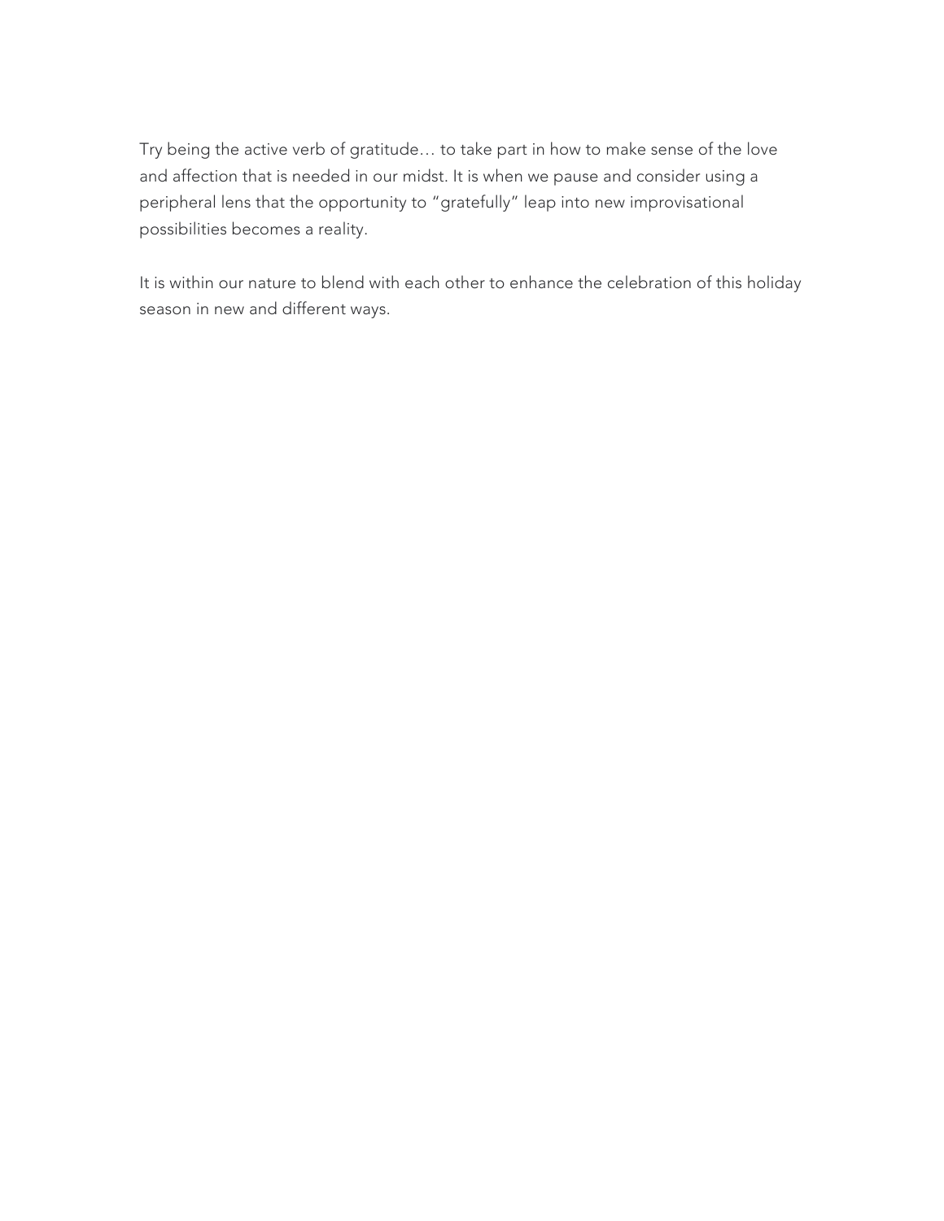Try being the active verb of gratitude… to take part in how to make sense of the love and affection that is needed in our midst. It is when we pause and consider using a peripheral lens that the opportunity to "gratefully" leap into new improvisational possibilities becomes a reality.

It is within our nature to blend with each other to enhance the celebration of this holiday season in new and different ways.